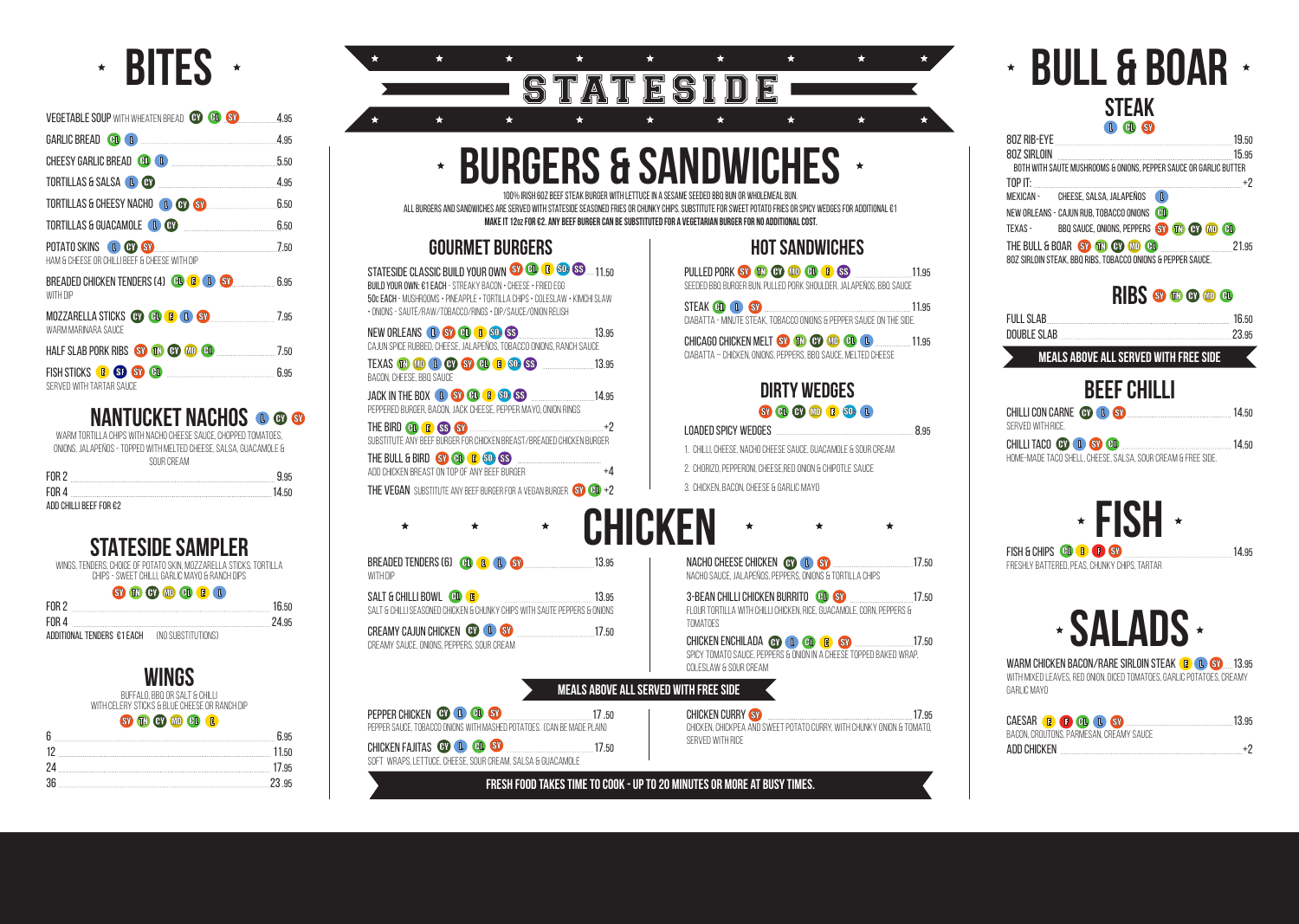# BITES

| Item | Allergens | Price |
|---|---|---|
| VEGETABLE SOUP WITH WHEATEN BREAD | CY CL SY | 4.95 |
| GARLIC BREAD | CL L | 4.95 |
| CHEESY GARLIC BREAD | CL L | 5.50 |
| TORTILLAS & SALSA | L CY | 4.95 |
| TORTILLAS & CHEESY NACHO | L CY SY | 6.50 |
| TORTILLAS & GUACAMOLE | L CY | 6.50 |
| POTATO SKINS — HAM & CHEESE OR CHILLI BEEF & CHEESE WITH DIP | L CY SY | 7.50 |
| BREADED CHICKEN TENDERS (4) — WITH DIP | CL E L SY | 6.95 |
| MOZZARELLA STICKS — WARM MARINARA SAUCE | CY CL E L SY | 7.95 |
| HALF SLAB PORK RIBS | SY TN CY MD CL | 7.50 |
| FISH STICKS — SERVED WITH TARTAR SAUCE | E SF SY CL | 6.95 |

## NANTUCKET NACHOS
L CY SY

WARM TORTILLA CHIPS WITH NACHO CHEESE SAUCE, CHOPPED TOMATOES, ONIONS, JALAPEÑOS - TOPPED WITH MELTED CHEESE, SALSA, GUACAMOLE & SOUR CREAM

| | Price |
|---|---|
| FOR 2 | 9.95 |
| FOR 4 | 14.50 |

ADD CHILLI BEEF FOR €2

## STATESIDE SAMPLER

WINGS, TENDERS, CHOICE OF POTATO SKIN, MOZZARELLA STICKS, TORTILLA CHIPS - SWEET CHILLI, GARLIC MAYO & RANCH DIPS

SY TN CY MD CL E L

| | Price |
|---|---|
| FOR 2 | 16.50 |
| FOR 4 | 24.95 |

ADDITIONAL TENDERS €1 EACH (NO SUBSTITUTIONS)

## WINGS

BUFFALO, BBQ OR SALT & CHILLI WITH CELERY STICKS & BLUE CHEESE OR RANCH DIP

SY TN CY MD CL E

| | Price |
|---|---|
| 6 | 6.95 |
| 12 | 11.50 |
| 24 | 17.95 |
| 36 | 23.95 |

# STATESIDE

# BURGERS & SANDWICHES

100% IRISH 6OZ BEEF STEAK BURGER WITH LETTUCE IN A SESAME SEEDED BBQ BUN OR WHOLEMEAL BUN.
ALL BURGERS AND SANDWICHES ARE SERVED WITH STATESIDE SEASONED FRIES OR CHUNKY CHIPS. SUBSTITUTE FOR SWEET POTATO FRIES OR SPICY WEDGES FOR ADDITIONAL €1
**MAKE IT 12OZ FOR €2. ANY BEEF BURGER CAN BE SUBSTITUTED FOR A VEGETARIAN BURGER FOR NO ADDITIONAL COST.**

## GOURMET BURGERS

| Item | Allergens | Price |
|---|---|---|
| STATESIDE CLASSIC BUILD YOUR OWN — BUILD YOUR OWN: €1 EACH - STREAKY BACON • CHEESE • FRIED EGG; 50c EACH - MUSHROOMS • PINEAPPLE • TORTILLA CHIPS • COLESLAW • KIMCHI SLAW • ONIONS - SAUTÉ/RAW/TOBACCO/RINGS • DIP/SAUCE/ONION RELISH | SY CL E SD SS | 11.50 |
| NEW ORLEANS — CAJUN SPICE RUBBED, CHEESE, JALAPEÑOS, TOBACCO ONIONS, RANCH SAUCE | L SY CL E SD SS | 13.95 |
| TEXAS — BACON, CHEESE, BBQ SAUCE | TN MD L CY SY CL E SD SS | 13.95 |
| JACK IN THE BOX — PEPPERED BURGER, BACON, JACK CHEESE, PEPPER MAYO, ONION RINGS | L SY CL E SD SS | 14.95 |
| THE BIRD — SUBSTITUTE ANY BEEF BURGER FOR CHICKEN BREAST/BREADED CHICKEN BURGER | CL E SS SY | +2 |
| THE BULL & BIRD — ADD CHICKEN BREAST ON TOP OF ANY BEEF BURGER | SY CL E SD SS | +4 |
| THE VEGAN — SUBSTITUTE ANY BEEF BURGER FOR A VEGAN BURGER | SY CL | +2 |

## HOT SANDWICHES

| Item | Allergens | Price |
|---|---|---|
| PULLED PORK — SEEDED BBQ BURGER BUN, PULLED PORK SHOULDER, JALAPEÑOS, BBQ SAUCE | SY TN CY MD CL E SS | 11.95 |
| STEAK — CIABATTA - MINUTE STEAK, TOBACCO ONIONS & PEPPER SAUCE ON THE SIDE. | CL L SY | 11.95 |
| CHICAGO CHICKEN MELT — CIABATTA – CHICKEN, ONIONS, PEPPERS, BBQ SAUCE, MELTED CHEESE | SY TN CY MD CL L | 11.95 |

## DIRTY WEDGES
SY CL CY MD E SD L

| Item | Price |
|---|---|
| LOADED SPICY WEDGES | 8.95 |

1. CHILLI, CHEESE, NACHO CHEESE SAUCE, GUACAMOLE & SOUR CREAM
2. CHORIZO, PEPPERONI, CHEESE,RED ONION & CHIPOTLE SAUCE
3. CHICKEN, BACON, CHEESE & GARLIC MAYO

# CHICKEN

| Item | Allergens | Price |
|---|---|---|
| BREADED TENDERS (6) — WITH DIP | CL E L SY | 13.95 |
| SALT & CHILLI BOWL — SALT & CHILLI SEASONED CHICKEN & CHUNKY CHIPS WITH SAUTE PEPPERS & ONIONS | CL E | 13.95 |
| CREAMY CAJUN CHICKEN — CREAMY SAUCE, ONIONS, PEPPERS, SOUR CREAM | CY L SY | 17.50 |
| NACHO CHEESE CHICKEN — NACHO SAUCE, JALAPEÑOS, PEPPERS, ONIONS & TORTILLA CHIPS | CY L SY | 17.50 |
| 3-BEAN CHILLI CHICKEN BURRITO — FLOUR TORTILLA WITH CHILLI CHICKEN, RICE, GUACAMOLE, CORN, PEPPERS & TOMATOES | CL SY | 17.50 |
| CHICKEN ENCHILADA — SPICY TOMATO SAUCE, PEPPERS & ONION IN A CHEESE TOPPED BAKED WRAP, COLESLAW & SOUR CREAM | CY L CL E SY | 17.50 |

**MEALS ABOVE ALL SERVED WITH FREE SIDE**

| Item | Allergens | Price |
|---|---|---|
| PEPPER CHICKEN — PEPPER SAUCE, TOBACCO ONIONS WITH MASHED POTATOES. (CAN BE MADE PLAIN) | CY L CL SY | 17.50 |
| CHICKEN FAJITAS — SOFT WRAPS, LETTUCE, CHEESE, SOUR CREAM, SALSA & GUACAMOLE | CY L CL SY | 17.50 |
| CHICKEN CURRY — CHICKEN, CHICKPEA AND SWEET POTATO CURRY, WITH CHUNKY ONION & TOMATO, SERVED WITH RICE | SY | 17.95 |

**FRESH FOOD TAKES TIME TO COOK - UP TO 20 MINUTES OR MORE AT BUSY TIMES.**

# BULL & BOAR

## STEAK
L CL SY

| Item | Price |
|---|---|
| 8OZ RIB-EYE | 19.50 |
| 8OZ SIRLOIN | 15.95 |

BOTH WITH SAUTE MUSHROOMS & ONIONS, PEPPER SAUCE OR GARLIC BUTTER

| Item | Allergens | Price |
|---|---|---|
| TOP IT: | | +2 |
| MEXICAN - CHEESE, SALSA, JALAPEÑOS | L | |
| NEW ORLEANS - CAJUN RUB, TOBACCO ONIONS | CL | |
| TEXAS - BBQ SAUCE, ONIONS, PEPPERS | SY TN CY MD CL | |
| THE BULL & BOAR — 8OZ SIRLOIN STEAK, BBQ RIBS, TOBACCO ONIONS & PEPPER SAUCE. | SY TN CY MD CL | 21.95 |

## RIBS
SY TN CY MD CL

| Item | Price |
|---|---|
| FULL SLAB | 16.50 |
| DOUBLE SLAB | 23.95 |

**MEALS ABOVE ALL SERVED WITH FREE SIDE**

## BEEF CHILLI

| Item | Allergens | Price |
|---|---|---|
| CHILLI CON CARNE — SERVED WITH RICE. | CY L SY | 14.50 |
| CHILLI TACO — HOME-MADE TACO SHELL, CHEESE, SALSA, SOUR CREAM & FREE SIDE. | CY L SY CL | 14.50 |

# FISH

| Item | Allergens | Price |
|---|---|---|
| FISH & CHIPS — FRESHLY BATTERED, PEAS, CHUNKY CHIPS, TARTAR | CL E F SY | 14.95 |

# SALADS

| Item | Allergens | Price |
|---|---|---|
| WARM CHICKEN BACON/RARE SIRLOIN STEAK — WITH MIXED LEAVES, RED ONION, DICED TOMATOES, GARLIC POTATOES, CREAMY GARLIC MAYO | E L SY | 13.95 |
| CAESAR — BACON, CROUTONS, PARMESAN, CREAMY SAUCE | E F CL L SY | 13.95 |
| ADD CHICKEN | | +2 |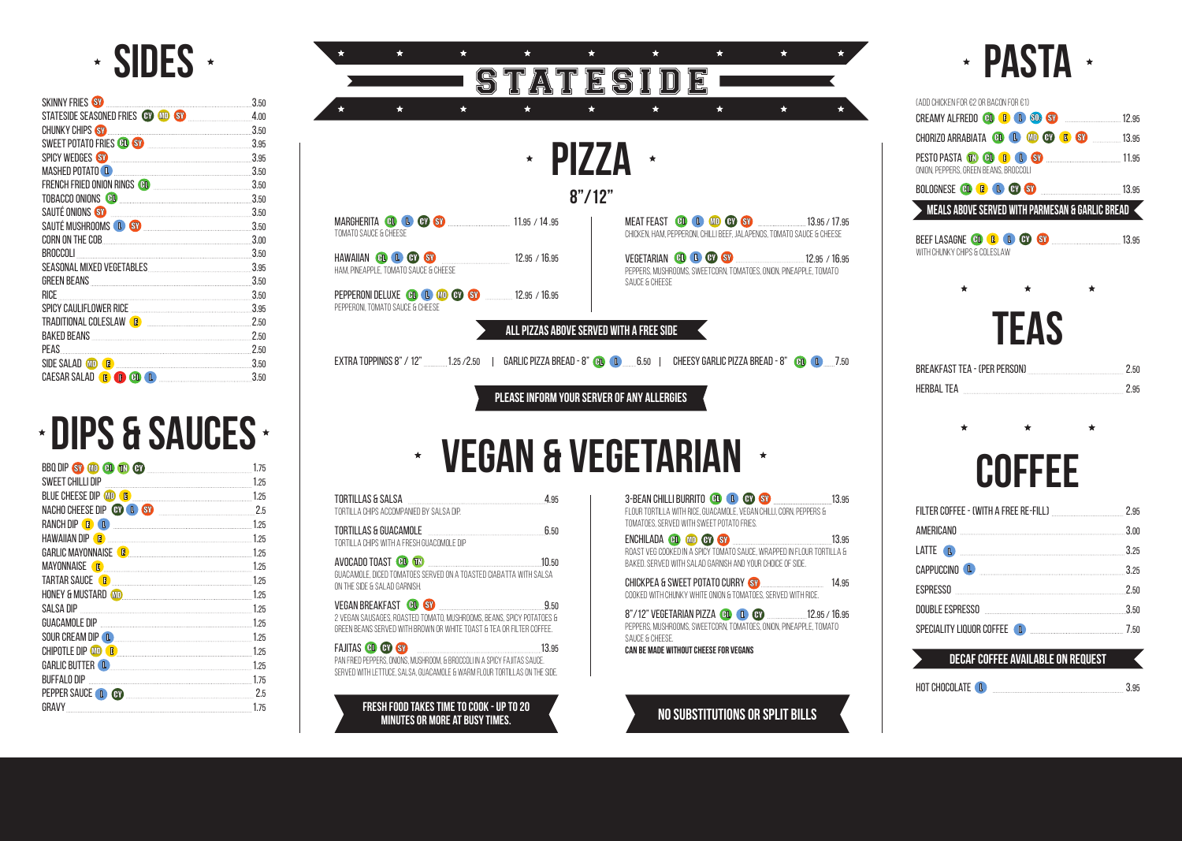# SIDES

| | |
|---|---|
| SKINNY FRIES SY | 3.50 |
| STATESIDE SEASONED FRIES CY MD SY | 4.00 |
| CHUNKY CHIPS SY | 3.50 |
| SWEET POTATO FRIES GL SY | 3.95 |
| SPICY WEDGES SY | 3.95 |
| MASHED POTATO L | 3.50 |
| FRENCH FRIED ONION RINGS GL | 3.50 |
| TOBACCO ONIONS GL | 3.50 |
| SAUTÉ ONIONS SY | 3.50 |
| SAUTÉ MUSHROOMS L SY | 3.50 |
| CORN ON THE COB | 3.00 |
| BROCCOLI | 3.50 |
| SEASONAL MIXED VEGETABLES | 3.95 |
| GREEN BEANS | 3.50 |
| RICE | 3.50 |
| SPICY CAULIFLOWER RICE | 3.95 |
| TRADITIONAL COLESLAW E | 2.50 |
| BAKED BEANS | 2.50 |
| PEAS | 2.50 |
| SIDE SALAD MD E | 3.50 |
| CAESAR SALAD E F GL L | 3.50 |

# DIPS & SAUCES

| | |
|---|---|
| BBQ DIP SY MD GL TN CY | 1.75 |
| SWEET CHILLI DIP | 1.25 |
| BLUE CHEESE DIP MD E | 1.25 |
| NACHO CHEESE DIP CY L SY | 2.5 |
| RANCH DIP E L | 1.25 |
| HAWAIIAN DIP E | 1.25 |
| GARLIC MAYONNAISE E | 1.25 |
| MAYONNAISE E | 1.25 |
| TARTAR SAUCE E | 1.25 |
| HONEY & MUSTARD MD | 1.25 |
| SALSA DIP | 1.25 |
| GUACAMOLE DIP | 1.25 |
| SOUR CREAM DIP L | 1.25 |
| CHIPOTLE DIP MD E | 1.25 |
| GARLIC BUTTER L | 1.25 |
| BUFFALO DIP | 1.75 |
| PEPPER SAUCE L CY | 2.5 |
| GRAVY | 1.75 |

# STATESIDE

## PIZZA

### 8"/12"

**MARGHERITA** GL L CY SY — 11.95 / 14.95
TOMATO SAUCE & CHEESE

**HAWAIIAN** GL L CY SY — 12.95 / 16.95
HAM, PINEAPPLE, TOMATO SAUCE & CHEESE

**PEPPERONI DELUXE** GL L MD CY SY — 12.95 / 16.95
PEPPERONI, TOMATO SAUCE & CHEESE

**MEAT FEAST** GL L MD CY SY — 13.95 / 17.95
CHICKEN, HAM, PEPPERONI, CHILLI BEEF, JALAPENOS, TOMATO SAUCE & CHEESE

**VEGETARIAN** GL L CY SY — 12.95 / 16.95
PEPPERS, MUSHROOMS, SWEETCORN, TOMATOES, ONION, PINEAPPLE, TOMATO SAUCE & CHEESE

**ALL PIZZAS ABOVE SERVED WITH A FREE SIDE**

EXTRA TOPPINGS 8" / 12" — 1.25 / 2.50 | GARLIC PIZZA BREAD - 8" GL L — 6.50 | CHEESY GARLIC PIZZA BREAD - 8" GL L — 7.50

**PLEASE INFORM YOUR SERVER OF ANY ALLERGIES**

## VEGAN & VEGETARIAN

**TORTILLAS & SALSA** — 4.95
TORTILLA CHIPS ACCOMPANIED BY SALSA DIP

**TORTILLAS & GUACAMOLE** — 6.50
TORTILLA CHIPS WITH A FRESH GUACAMOLE DIP

**AVOCADO TOAST** GL TN — 10.50
GUACAMOLE, DICED TOMATOES SERVED ON A TOASTED CIABATTA WITH SALSA ON THE SIDE & SALAD GARNISH

**VEGAN BREAKFAST** GL SY — 9.50
2 VEGAN SAUSAGES, ROASTED TOMATO, MUSHROOMS, BEANS, SPICY POTATOES & GREEN BEANS SERVED WITH BROWN OR WHITE TOAST & TEA OR FILTER COFFEE.

**FAJITAS** GL CY SY — 13.95
PAN FRIED PEPPERS, ONIONS, MUSHROOM, & BROCCOLI IN A SPICY FAJITAS SAUCE. SERVED WITH LETTUCE, SALSA, GUACAMOLE & WARM FLOUR TORTILLAS ON THE SIDE.

**3-BEAN CHILLI BURRITO** GL L CY SY — 13.95
FLOUR TORTILLA WITH RICE, GUACAMOLE, VEGAN CHILLI, CORN, PEPPERS & TOMATOES, SERVED WITH SWEET POTATO FRIES.

**ENCHILADA** GL MD CY SY — 13.95
ROAST VEG COOKED IN A SPICY TOMATO SAUCE, WRAPPED IN FLOUR TORTILLA & BAKED, SERVED WITH SALAD GARNISH AND YOUR CHOICE OF SIDE.

**CHICKPEA & SWEET POTATO CURRY** SY — 14.95
COOKED WITH CHUNKY WHITE ONION & TOMATOES, SERVED WITH RICE.

**8"/12" VEGETARIAN PIZZA** GL L CY — 12.95 / 16.95
PEPPERS, MUSHROOMS, SWEETCORN, TOMATOES, ONION, PINEAPPLE, TOMATO SAUCE & CHEESE.
**CAN BE MADE WITHOUT CHEESE FOR VEGANS**

**FRESH FOOD TAKES TIME TO COOK - UP TO 20 MINUTES OR MORE AT BUSY TIMES.**

**NO SUBSTITUTIONS OR SPLIT BILLS**

# PASTA

(ADD CHICKEN FOR €2 OR BACON FOR €1)

| | |
|---|---|
| CREAMY ALFREDO GL E L SD SY | 12.95 |
| CHORIZO ARRABIATA GL L MD CY E SY | 13.95 |
| PESTO PASTA TN GL E L SY<br>ONION, PEPPERS, GREEN BEANS, BROCCOLI | 11.95 |
| BOLOGNESE GL E L CY SY | 13.95 |

**MEALS ABOVE SERVED WITH PARMESAN & GARLIC BREAD**

| | |
|---|---|
| BEEF LASAGNE GL E L CY SY<br>WITH CHUNKY CHIPS & COLESLAW | 13.95 |

# TEAS

| | |
|---|---|
| BREAKFAST TEA - (PER PERSON) | 2.50 |
| HERBAL TEA | 2.95 |

# COFFEE

| | |
|---|---|
| FILTER COFFEE - (WITH A FREE RE-FILL) | 2.95 |
| AMERICANO | 3.00 |
| LATTE L | 3.25 |
| CAPPUCCINO L | 3.25 |
| ESPRESSO | 2.50 |
| DOUBLE ESPRESSO | 3.50 |
| SPECIALITY LIQUOR COFFEE L | 7.50 |

**DECAF COFFEE AVAILABLE ON REQUEST**

| | |
|---|---|
| HOT CHOCOLATE L | 3.95 |